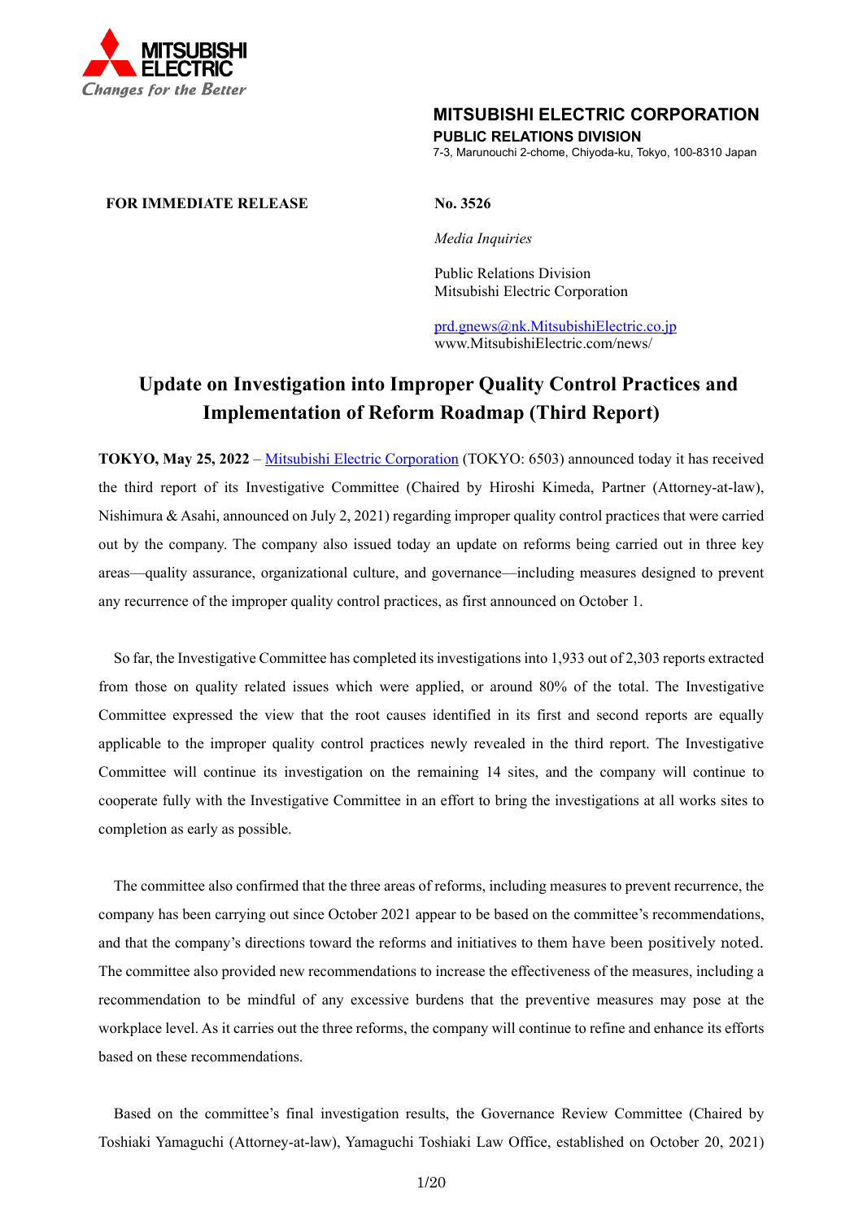**MITSUBISHI ELECTRIC CORPORATION**
**PUBLIC RELATIONS DIVISION**
7-3, Marunouchi 2-chome, Chiyoda-ku, Tokyo, 100-8310 Japan

**FOR IMMEDIATE RELEASE**

**No. 3526**

*Media Inquiries*

Public Relations Division
Mitsubishi Electric Corporation

prd.gnews@nk.MitsubishiElectric.co.jp
www.MitsubishiElectric.com/news/

# Update on Investigation into Improper Quality Control Practices and Implementation of Reform Roadmap (Third Report)

**TOKYO, May 25, 2022** – Mitsubishi Electric Corporation (TOKYO: 6503) announced today it has received the third report of its Investigative Committee (Chaired by Hiroshi Kimeda, Partner (Attorney-at-law), Nishimura & Asahi, announced on July 2, 2021) regarding improper quality control practices that were carried out by the company. The company also issued today an update on reforms being carried out in three key areas—quality assurance, organizational culture, and governance—including measures designed to prevent any recurrence of the improper quality control practices, as first announced on October 1.

So far, the Investigative Committee has completed its investigations into 1,933 out of 2,303 reports extracted from those on quality related issues which were applied, or around 80% of the total. The Investigative Committee expressed the view that the root causes identified in its first and second reports are equally applicable to the improper quality control practices newly revealed in the third report. The Investigative Committee will continue its investigation on the remaining 14 sites, and the company will continue to cooperate fully with the Investigative Committee in an effort to bring the investigations at all works sites to completion as early as possible.

The committee also confirmed that the three areas of reforms, including measures to prevent recurrence, the company has been carrying out since October 2021 appear to be based on the committee's recommendations, and that the company's directions toward the reforms and initiatives to them have been positively noted. The committee also provided new recommendations to increase the effectiveness of the measures, including a recommendation to be mindful of any excessive burdens that the preventive measures may pose at the workplace level. As it carries out the three reforms, the company will continue to refine and enhance its efforts based on these recommendations.

Based on the committee's final investigation results, the Governance Review Committee (Chaired by Toshiaki Yamaguchi (Attorney-at-law), Yamaguchi Toshiaki Law Office, established on October 20, 2021)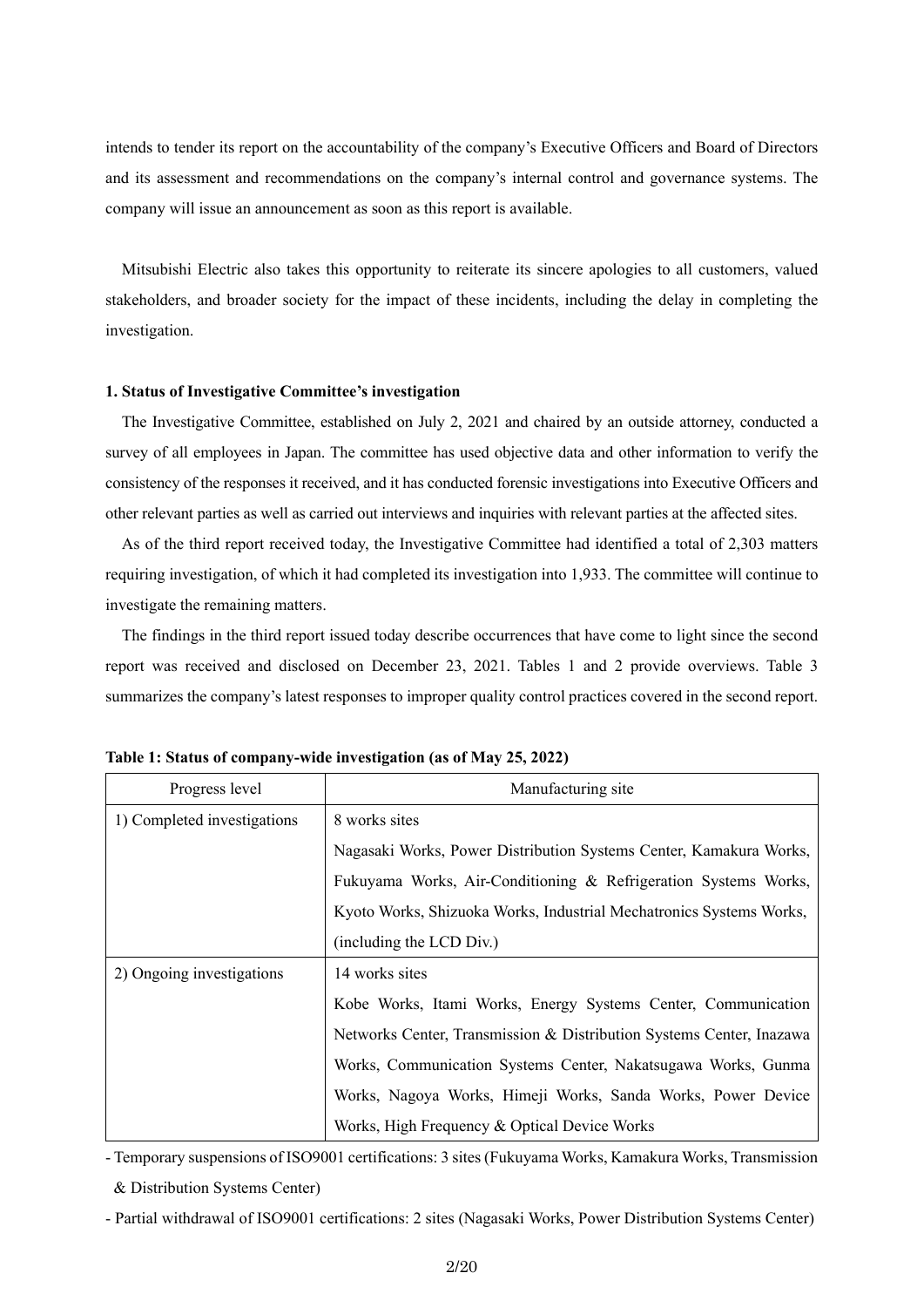intends to tender its report on the accountability of the company's Executive Officers and Board of Directors and its assessment and recommendations on the company's internal control and governance systems. The company will issue an announcement as soon as this report is available.

Mitsubishi Electric also takes this opportunity to reiterate its sincere apologies to all customers, valued stakeholders, and broader society for the impact of these incidents, including the delay in completing the investigation.

**1. Status of Investigative Committee's investigation**

The Investigative Committee, established on July 2, 2021 and chaired by an outside attorney, conducted a survey of all employees in Japan. The committee has used objective data and other information to verify the consistency of the responses it received, and it has conducted forensic investigations into Executive Officers and other relevant parties as well as carried out interviews and inquiries with relevant parties at the affected sites.

As of the third report received today, the Investigative Committee had identified a total of 2,303 matters requiring investigation, of which it had completed its investigation into 1,933. The committee will continue to investigate the remaining matters.

The findings in the third report issued today describe occurrences that have come to light since the second report was received and disclosed on December 23, 2021. Tables 1 and 2 provide overviews. Table 3 summarizes the company's latest responses to improper quality control practices covered in the second report.

**Table 1: Status of company-wide investigation (as of May 25, 2022)**

| Progress level | Manufacturing site |
|---|---|
| 1) Completed investigations | 8 works sites<br>Nagasaki Works, Power Distribution Systems Center, Kamakura Works, Fukuyama Works, Air-Conditioning & Refrigeration Systems Works, Kyoto Works, Shizuoka Works, Industrial Mechatronics Systems Works, (including the LCD Div.) |
| 2) Ongoing investigations | 14 works sites<br>Kobe Works, Itami Works, Energy Systems Center, Communication Networks Center, Transmission & Distribution Systems Center, Inazawa Works, Communication Systems Center, Nakatsugawa Works, Gunma Works, Nagoya Works, Himeji Works, Sanda Works, Power Device Works, High Frequency & Optical Device Works |

- Temporary suspensions of ISO9001 certifications: 3 sites (Fukuyama Works, Kamakura Works, Transmission & Distribution Systems Center)
- Partial withdrawal of ISO9001 certifications: 2 sites (Nagasaki Works, Power Distribution Systems Center)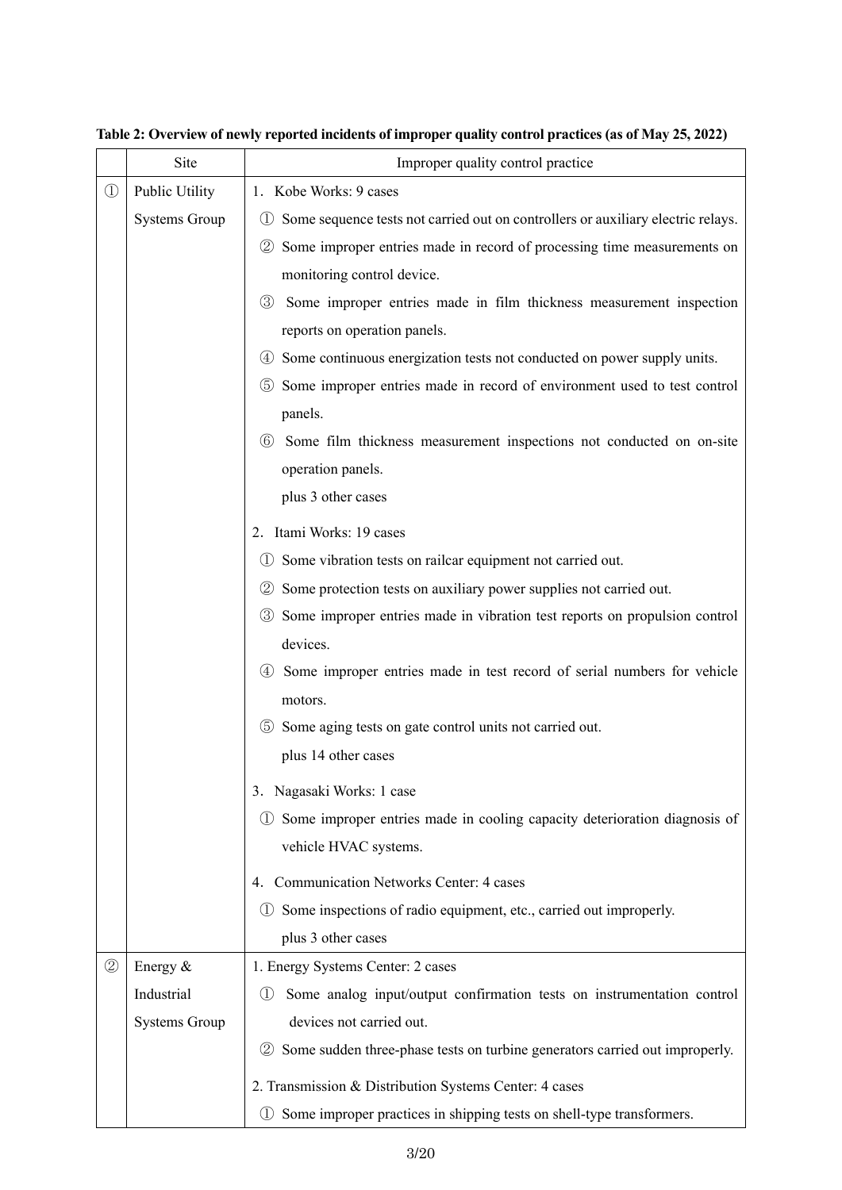**Table 2: Overview of newly reported incidents of improper quality control practices (as of May 25, 2022)**

| | Site | Improper quality control practice |
|---|---|---|
| ① | Public Utility Systems Group | 1. Kobe Works: 9 cases<br>① Some sequence tests not carried out on controllers or auxiliary electric relays.<br>② Some improper entries made in record of processing time measurements on monitoring control device.<br>③ Some improper entries made in film thickness measurement inspection reports on operation panels.<br>④ Some continuous energization tests not conducted on power supply units.<br>⑤ Some improper entries made in record of environment used to test control panels.<br>⑥ Some film thickness measurement inspections not conducted on on-site operation panels.<br>plus 3 other cases<br><br>2. Itami Works: 19 cases<br>① Some vibration tests on railcar equipment not carried out.<br>② Some protection tests on auxiliary power supplies not carried out.<br>③ Some improper entries made in vibration test reports on propulsion control devices.<br>④ Some improper entries made in test record of serial numbers for vehicle motors.<br>⑤ Some aging tests on gate control units not carried out.<br>plus 14 other cases<br><br>3. Nagasaki Works: 1 case<br>① Some improper entries made in cooling capacity deterioration diagnosis of vehicle HVAC systems.<br><br>4. Communication Networks Center: 4 cases<br>① Some inspections of radio equipment, etc., carried out improperly.<br>plus 3 other cases |
| ② | Energy & Industrial Systems Group | 1. Energy Systems Center: 2 cases<br>① Some analog input/output confirmation tests on instrumentation control devices not carried out.<br>② Some sudden three-phase tests on turbine generators carried out improperly.<br><br>2. Transmission & Distribution Systems Center: 4 cases<br>① Some improper practices in shipping tests on shell-type transformers. |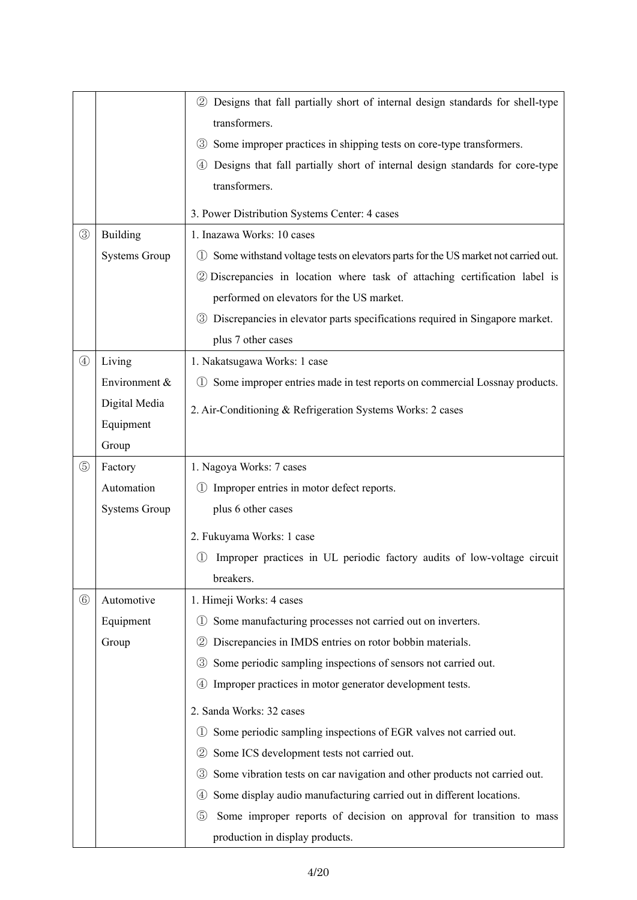|  |  |  |
|---|---|---|
|  |  | ② Designs that fall partially short of internal design standards for shell-type transformers.<br>③ Some improper practices in shipping tests on core-type transformers.<br>④ Designs that fall partially short of internal design standards for core-type transformers.<br><br>3. Power Distribution Systems Center: 4 cases |
| ③ | Building Systems Group | 1. Inazawa Works: 10 cases<br>① Some withstand voltage tests on elevators parts for the US market not carried out.<br>② Discrepancies in location where task of attaching certification label is performed on elevators for the US market.<br>③ Discrepancies in elevator parts specifications required in Singapore market.<br>plus 7 other cases |
| ④ | Living Environment & Digital Media Equipment Group | 1. Nakatsugawa Works: 1 case<br>① Some improper entries made in test reports on commercial Lossnay products.<br><br>2. Air-Conditioning & Refrigeration Systems Works: 2 cases |
| ⑤ | Factory Automation Systems Group | 1. Nagoya Works: 7 cases<br>① Improper entries in motor defect reports.<br>plus 6 other cases<br><br>2. Fukuyama Works: 1 case<br>① Improper practices in UL periodic factory audits of low-voltage circuit breakers. |
| ⑥ | Automotive Equipment Group | 1. Himeji Works: 4 cases<br>① Some manufacturing processes not carried out on inverters.<br>② Discrepancies in IMDS entries on rotor bobbin materials.<br>③ Some periodic sampling inspections of sensors not carried out.<br>④ Improper practices in motor generator development tests.<br><br>2. Sanda Works: 32 cases<br>① Some periodic sampling inspections of EGR valves not carried out.<br>② Some ICS development tests not carried out.<br>③ Some vibration tests on car navigation and other products not carried out.<br>④ Some display audio manufacturing carried out in different locations.<br>⑤ Some improper reports of decision on approval for transition to mass production in display products. |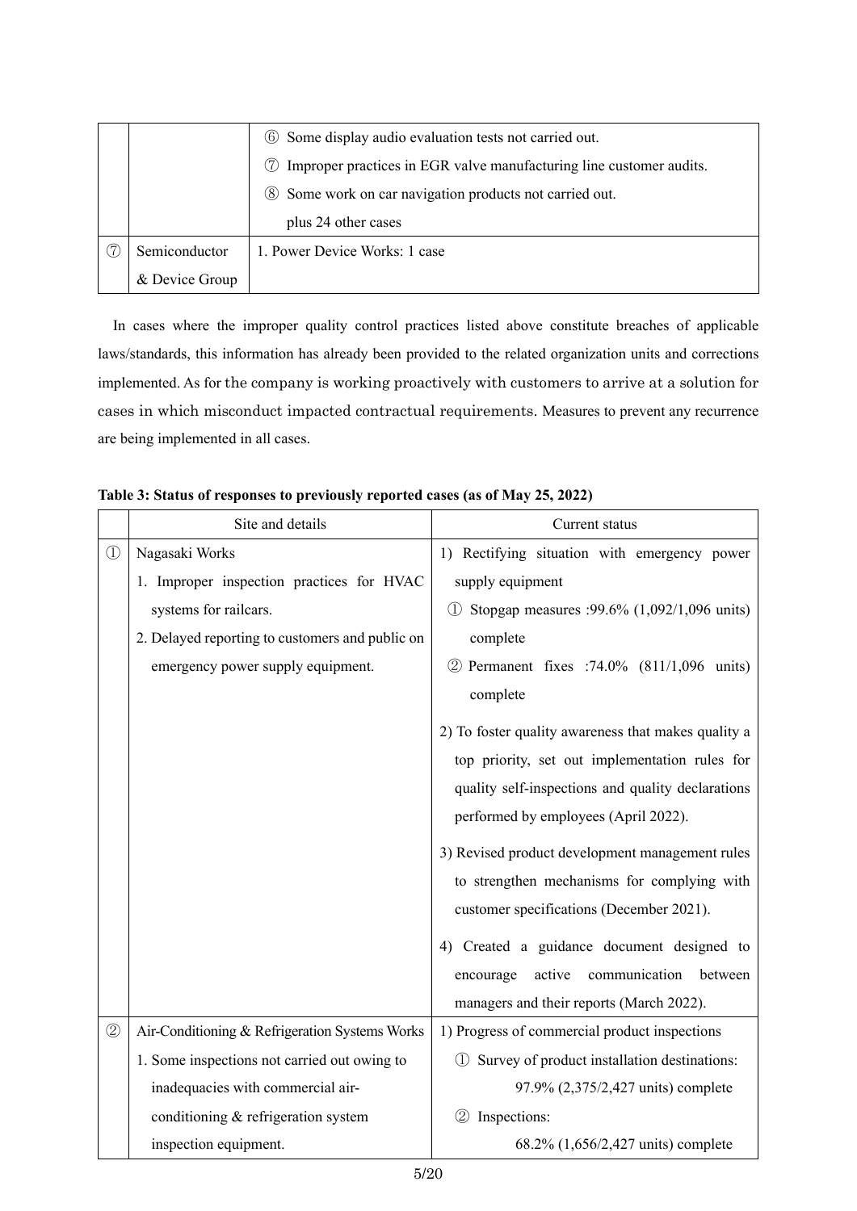| | | ⑥ Some display audio evaluation tests not carried out.<br>⑦ Improper practices in EGR valve manufacturing line customer audits.<br>⑧ Some work on car navigation products not carried out.<br>plus 24 other cases |
|---|---|---|
| ⑦ | Semiconductor & Device Group | 1. Power Device Works: 1 case |

In cases where the improper quality control practices listed above constitute breaches of applicable laws/standards, this information has already been provided to the related organization units and corrections implemented. As for the company is working proactively with customers to arrive at a solution for cases in which misconduct impacted contractual requirements. Measures to prevent any recurrence are being implemented in all cases.

**Table 3: Status of responses to previously reported cases (as of May 25, 2022)**

| | Site and details | Current status |
|---|---|---|
| ① | Nagasaki Works<br>1. Improper inspection practices for HVAC systems for railcars.<br>2. Delayed reporting to customers and public on emergency power supply equipment. | 1) Rectifying situation with emergency power supply equipment<br>① Stopgap measures :99.6% (1,092/1,096 units) complete<br>② Permanent fixes :74.0% (811/1,096 units) complete<br>2) To foster quality awareness that makes quality a top priority, set out implementation rules for quality self-inspections and quality declarations performed by employees (April 2022).<br>3) Revised product development management rules to strengthen mechanisms for complying with customer specifications (December 2021).<br>4) Created a guidance document designed to encourage active communication between managers and their reports (March 2022). |
| ② | Air-Conditioning & Refrigeration Systems Works<br>1. Some inspections not carried out owing to inadequacies with commercial air-conditioning & refrigeration system inspection equipment. | 1) Progress of commercial product inspections<br>① Survey of product installation destinations: 97.9% (2,375/2,427 units) complete<br>② Inspections: 68.2% (1,656/2,427 units) complete |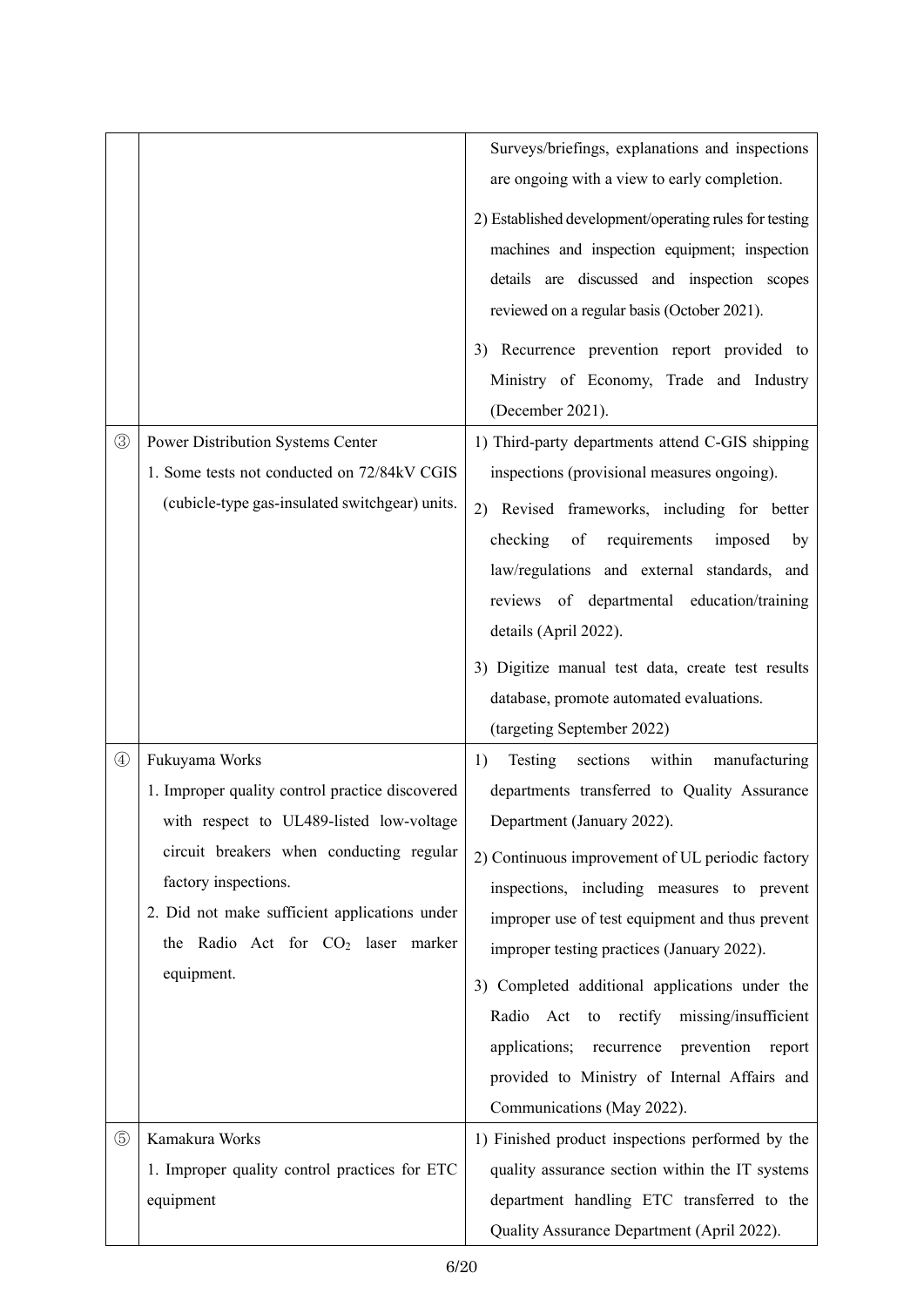| | | |
|---|---|---|
| | | Surveys/briefings, explanations and inspections are ongoing with a view to early completion.<br>2) Established development/operating rules for testing machines and inspection equipment; inspection details are discussed and inspection scopes reviewed on a regular basis (October 2021).<br>3) Recurrence prevention report provided to Ministry of Economy, Trade and Industry (December 2021). |
| ③ | Power Distribution Systems Center<br>1. Some tests not conducted on 72/84kV CGIS (cubicle-type gas-insulated switchgear) units. | 1) Third-party departments attend C-GIS shipping inspections (provisional measures ongoing).<br>2) Revised frameworks, including for better checking of requirements imposed by law/regulations and external standards, and reviews of departmental education/training details (April 2022).<br>3) Digitize manual test data, create test results database, promote automated evaluations. (targeting September 2022) |
| ④ | Fukuyama Works<br>1. Improper quality control practice discovered with respect to UL489-listed low-voltage circuit breakers when conducting regular factory inspections.<br>2. Did not make sufficient applications under the Radio Act for $CO_2$ laser marker equipment. | 1) Testing sections within manufacturing departments transferred to Quality Assurance Department (January 2022).<br>2) Continuous improvement of UL periodic factory inspections, including measures to prevent improper use of test equipment and thus prevent improper testing practices (January 2022).<br>3) Completed additional applications under the Radio Act to rectify missing/insufficient applications; recurrence prevention report provided to Ministry of Internal Affairs and Communications (May 2022). |
| ⑤ | Kamakura Works<br>1. Improper quality control practices for ETC equipment | 1) Finished product inspections performed by the quality assurance section within the IT systems department handling ETC transferred to the Quality Assurance Department (April 2022). |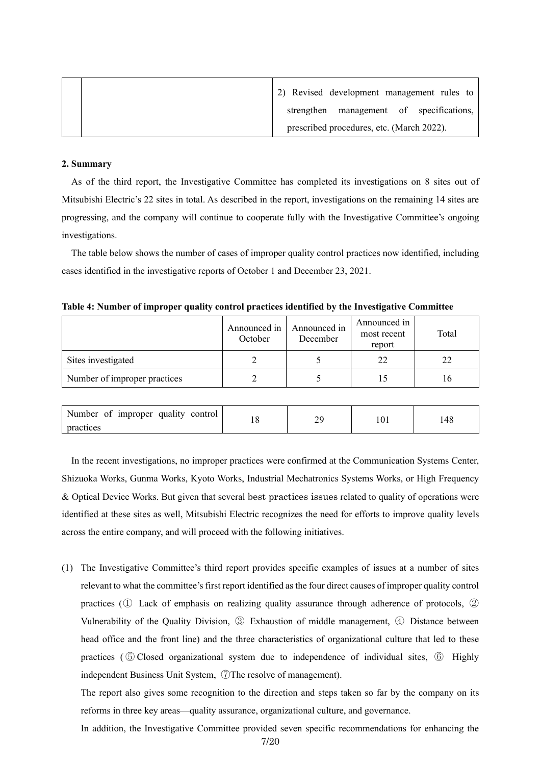| | | 2) Revised development management rules to strengthen management of specifications, prescribed procedures, etc. (March 2022). |
|---|---|---|

**2. Summary**

As of the third report, the Investigative Committee has completed its investigations on 8 sites out of Mitsubishi Electric's 22 sites in total. As described in the report, investigations on the remaining 14 sites are progressing, and the company will continue to cooperate fully with the Investigative Committee's ongoing investigations.

The table below shows the number of cases of improper quality control practices now identified, including cases identified in the investigative reports of October 1 and December 23, 2021.

**Table 4: Number of improper quality control practices identified by the Investigative Committee**

| | Announced in October | Announced in December | Announced in most recent report | Total |
|---|---|---|---|---|
| Sites investigated | 2 | 5 | 22 | 22 |
| Number of improper practices | 2 | 5 | 15 | 16 |
| Number of improper quality control practices | 18 | 29 | 101 | 148 |

In the recent investigations, no improper practices were confirmed at the Communication Systems Center, Shizuoka Works, Gunma Works, Kyoto Works, Industrial Mechatronics Systems Works, or High Frequency & Optical Device Works. But given that several best practices issues related to quality of operations were identified at these sites as well, Mitsubishi Electric recognizes the need for efforts to improve quality levels across the entire company, and will proceed with the following initiatives.

(1) The Investigative Committee's third report provides specific examples of issues at a number of sites relevant to what the committee's first report identified as the four direct causes of improper quality control practices (① Lack of emphasis on realizing quality assurance through adherence of protocols, ② Vulnerability of the Quality Division, ③ Exhaustion of middle management, ④ Distance between head office and the front line) and the three characteristics of organizational culture that led to these practices (⑤ Closed organizational system due to independence of individual sites, ⑥ Highly independent Business Unit System, ⑦The resolve of management).

The report also gives some recognition to the direction and steps taken so far by the company on its reforms in three key areas—quality assurance, organizational culture, and governance.

In addition, the Investigative Committee provided seven specific recommendations for enhancing the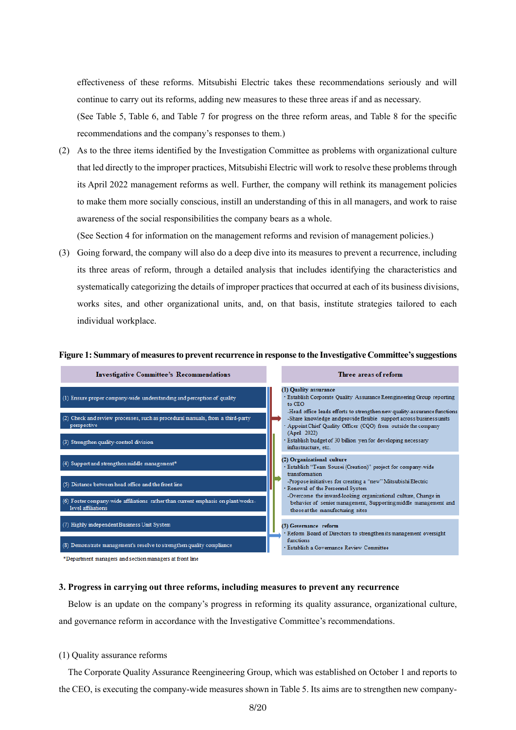effectiveness of these reforms. Mitsubishi Electric takes these recommendations seriously and will continue to carry out its reforms, adding new measures to these three areas if and as necessary.

(See Table 5, Table 6, and Table 7 for progress on the three reform areas, and Table 8 for the specific recommendations and the company's responses to them.)

(2) As to the three items identified by the Investigation Committee as problems with organizational culture that led directly to the improper practices, Mitsubishi Electric will work to resolve these problems through its April 2022 management reforms as well. Further, the company will rethink its management policies to make them more socially conscious, instill an understanding of this in all managers, and work to raise awareness of the social responsibilities the company bears as a whole.

(See Section 4 for information on the management reforms and revision of management policies.)

(3) Going forward, the company will also do a deep dive into its measures to prevent a recurrence, including its three areas of reform, through a detailed analysis that includes identifying the characteristics and systematically categorizing the details of improper practices that occurred at each of its business divisions, works sites, and other organizational units, and, on that basis, institute strategies tailored to each individual workplace.

**Figure 1: Summary of measures to prevent recurrence in response to the Investigative Committee's suggestions**

| Investigative Committee's Recommendations | Three areas of reform |
|---|---|
| (1) Ensure proper company-wide understanding and perception of quality<br>(2) Check and review processes, such as procedural manuals, from a third-party perspective<br>(3) Strengthen quality-control division | **(1) Quality assurance**<br>・Establish Corporate Quality Assurance Reengineering Group reporting to CEO<br>-Head office leads efforts to strengthen new quality-assurance functions<br>-Share knowledge and provide flexible support across business units<br>・Appoint Chief Quality Officer (CQO) from outside the company (April 2022)<br>・Establish budget of 30 billion yen for developing necessary infrastructure, etc. |
| (4) Support and strengthen middle management*<br>(5) Distance between head office and the front line<br>(6) Foster company-wide affiliations rather than current emphasis on plant/works-level affiliations | **(2) Organizational culture**<br>・Establish "Team Sousei (Creation)" project for company-wide transformation<br>-Propose initiatives for creating a "new" Mitsubishi Electric<br>・Renewal of the Personnel System<br>-Overcome the inward-looking organizational culture, Change in behavior of senior management, Supporting middle management and those at the manufacturing sites |
| (7) Highly independent Business Unit System<br>(8) Demonstrate management's resolve to strengthen quality compliance | **(3) Governance reform**<br>・Reform Board of Directors to strengthen its management oversight functions<br>・Establish a Governance Review Committee |

*Department managers and section managers at front line

### 3. Progress in carrying out three reforms, including measures to prevent any recurrence

Below is an update on the company's progress in reforming its quality assurance, organizational culture, and governance reform in accordance with the Investigative Committee's recommendations.

(1) Quality assurance reforms

The Corporate Quality Assurance Reengineering Group, which was established on October 1 and reports to the CEO, is executing the company-wide measures shown in Table 5. Its aims are to strengthen new company-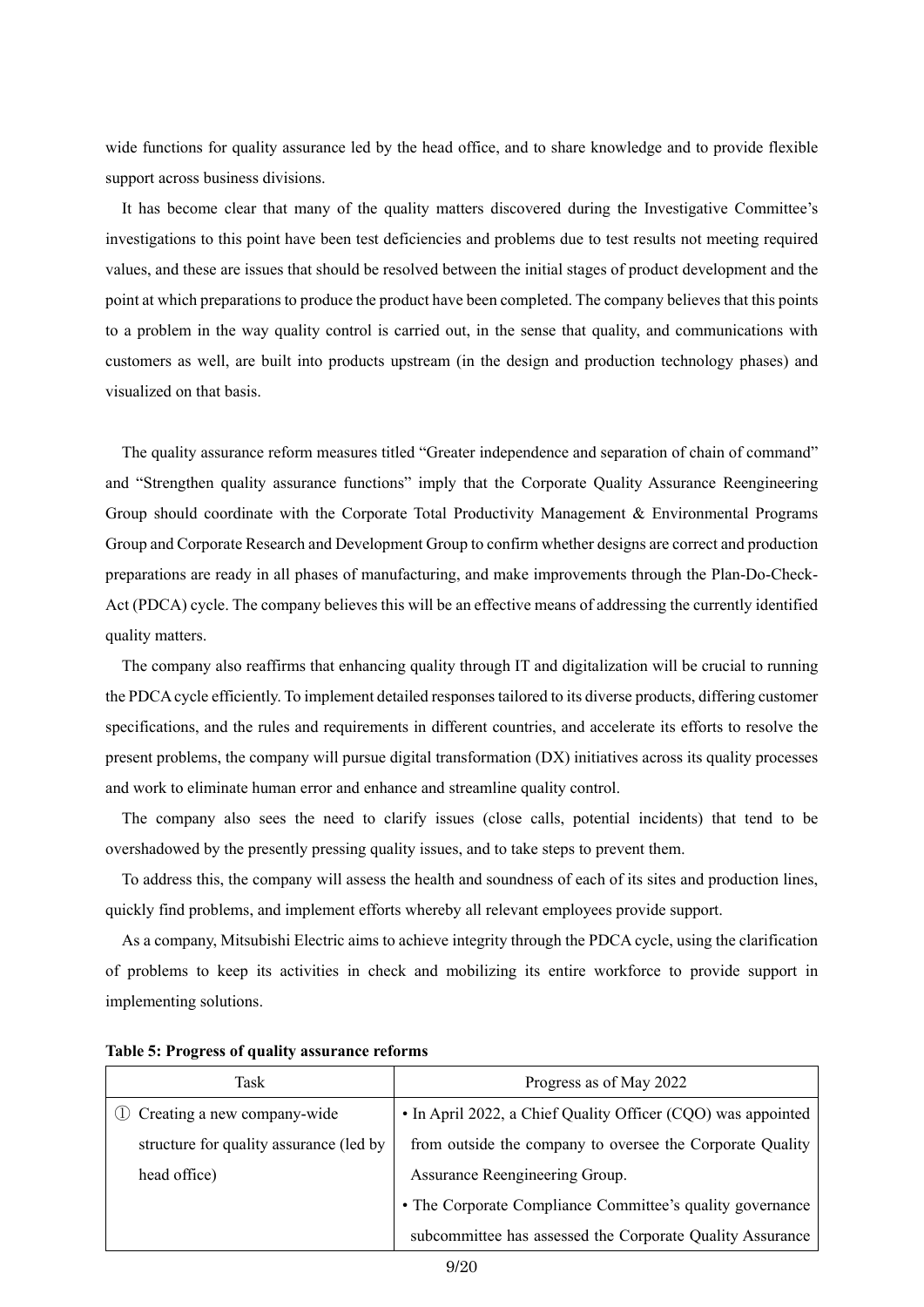wide functions for quality assurance led by the head office, and to share knowledge and to provide flexible support across business divisions.

It has become clear that many of the quality matters discovered during the Investigative Committee's investigations to this point have been test deficiencies and problems due to test results not meeting required values, and these are issues that should be resolved between the initial stages of product development and the point at which preparations to produce the product have been completed. The company believes that this points to a problem in the way quality control is carried out, in the sense that quality, and communications with customers as well, are built into products upstream (in the design and production technology phases) and visualized on that basis.

The quality assurance reform measures titled "Greater independence and separation of chain of command" and "Strengthen quality assurance functions" imply that the Corporate Quality Assurance Reengineering Group should coordinate with the Corporate Total Productivity Management & Environmental Programs Group and Corporate Research and Development Group to confirm whether designs are correct and production preparations are ready in all phases of manufacturing, and make improvements through the Plan-Do-Check-Act (PDCA) cycle. The company believes this will be an effective means of addressing the currently identified quality matters.

The company also reaffirms that enhancing quality through IT and digitalization will be crucial to running the PDCA cycle efficiently. To implement detailed responses tailored to its diverse products, differing customer specifications, and the rules and requirements in different countries, and accelerate its efforts to resolve the present problems, the company will pursue digital transformation (DX) initiatives across its quality processes and work to eliminate human error and enhance and streamline quality control.

The company also sees the need to clarify issues (close calls, potential incidents) that tend to be overshadowed by the presently pressing quality issues, and to take steps to prevent them.

To address this, the company will assess the health and soundness of each of its sites and production lines, quickly find problems, and implement efforts whereby all relevant employees provide support.

As a company, Mitsubishi Electric aims to achieve integrity through the PDCA cycle, using the clarification of problems to keep its activities in check and mobilizing its entire workforce to provide support in implementing solutions.

**Table 5: Progress of quality assurance reforms**

| Task | Progress as of May 2022 |
|---|---|
| ① Creating a new company-wide structure for quality assurance (led by head office) | • In April 2022, a Chief Quality Officer (CQO) was appointed from outside the company to oversee the Corporate Quality Assurance Reengineering Group.<br>• The Corporate Compliance Committee's quality governance subcommittee has assessed the Corporate Quality Assurance |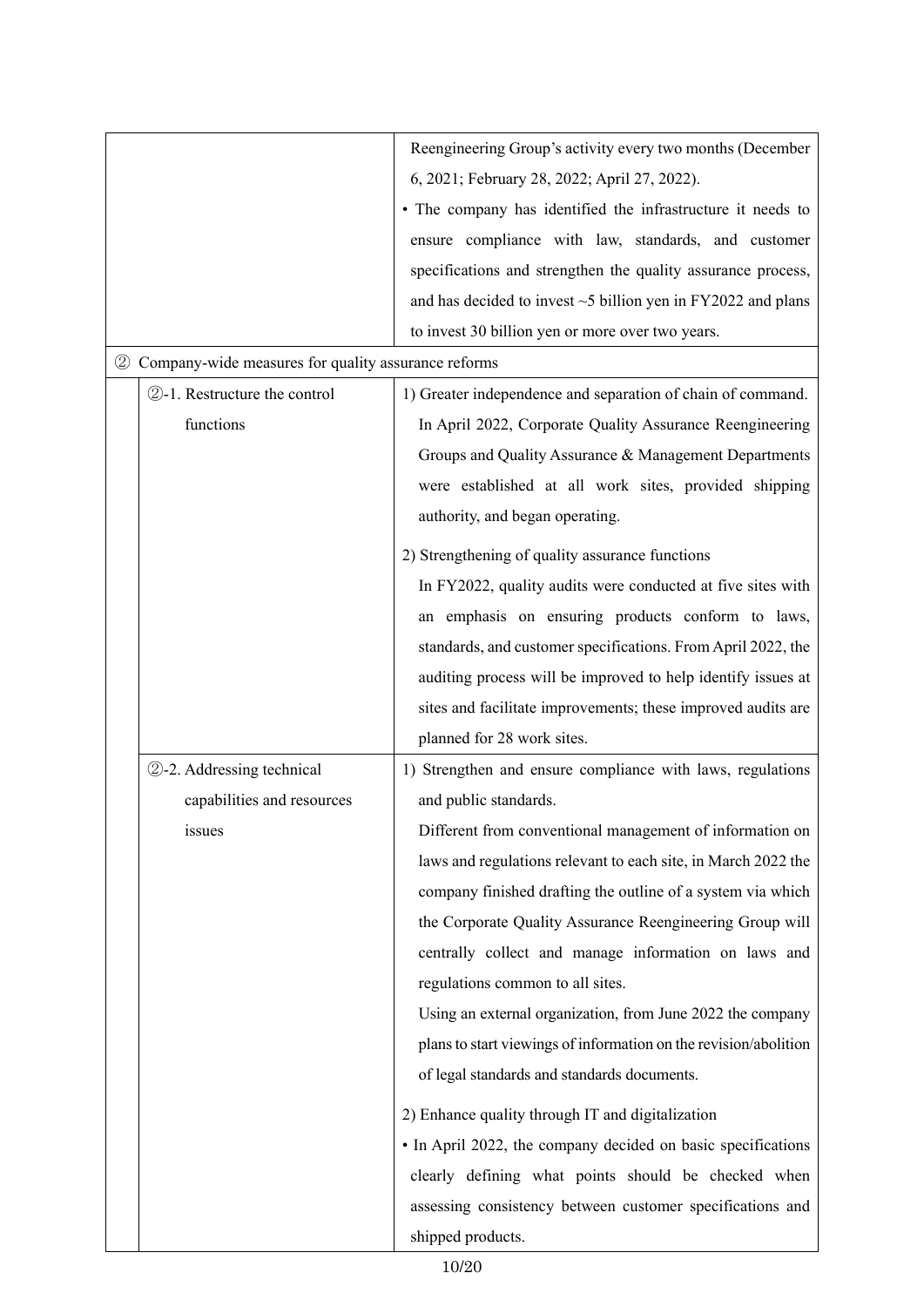| | | |
|---|---|---|
| | | Reengineering Group's activity every two months (December 6, 2021; February 28, 2022; April 27, 2022).<br>• The company has identified the infrastructure it needs to ensure compliance with law, standards, and customer specifications and strengthen the quality assurance process, and has decided to invest ~5 billion yen in FY2022 and plans to invest 30 billion yen or more over two years. |
| ② Company-wide measures for quality assurance reforms | | |
| | ②-1. Restructure the control functions | 1) Greater independence and separation of chain of command.<br>In April 2022, Corporate Quality Assurance Reengineering Groups and Quality Assurance & Management Departments were established at all work sites, provided shipping authority, and began operating.<br><br>2) Strengthening of quality assurance functions<br>In FY2022, quality audits were conducted at five sites with an emphasis on ensuring products conform to laws, standards, and customer specifications. From April 2022, the auditing process will be improved to help identify issues at sites and facilitate improvements; these improved audits are planned for 28 work sites. |
| | ②-2. Addressing technical capabilities and resources issues | 1) Strengthen and ensure compliance with laws, regulations and public standards.<br>Different from conventional management of information on laws and regulations relevant to each site, in March 2022 the company finished drafting the outline of a system via which the Corporate Quality Assurance Reengineering Group will centrally collect and manage information on laws and regulations common to all sites.<br>Using an external organization, from June 2022 the company plans to start viewings of information on the revision/abolition of legal standards and standards documents.<br><br>2) Enhance quality through IT and digitalization<br>• In April 2022, the company decided on basic specifications clearly defining what points should be checked when assessing consistency between customer specifications and shipped products. |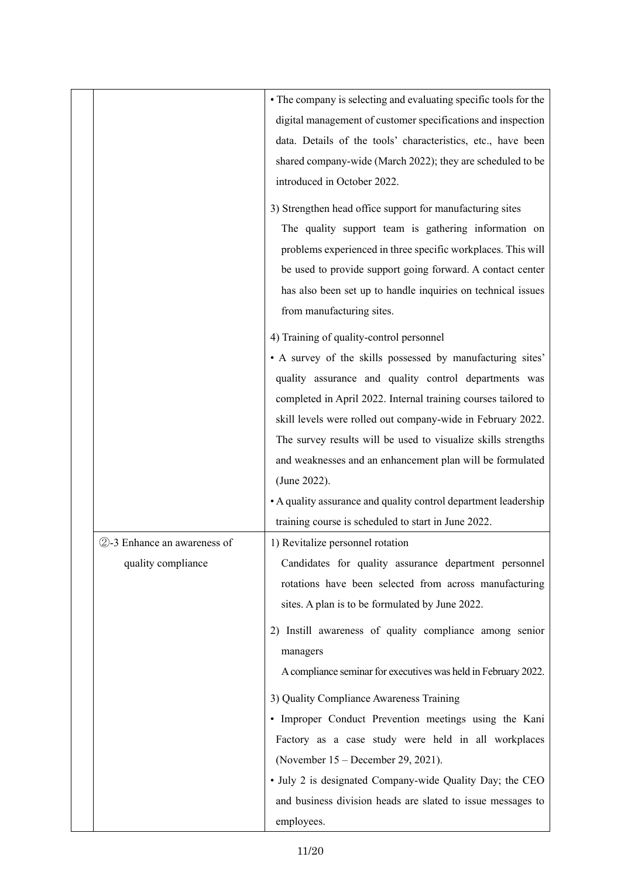| | | |
|---|---|---|
| | | • The company is selecting and evaluating specific tools for the digital management of customer specifications and inspection data. Details of the tools' characteristics, etc., have been shared company-wide (March 2022); they are scheduled to be introduced in October 2022.<br><br>3) Strengthen head office support for manufacturing sites<br>The quality support team is gathering information on problems experienced in three specific workplaces. This will be used to provide support going forward. A contact center has also been set up to handle inquiries on technical issues from manufacturing sites.<br><br>4) Training of quality-control personnel<br>• A survey of the skills possessed by manufacturing sites' quality assurance and quality control departments was completed in April 2022. Internal training courses tailored to skill levels were rolled out company-wide in February 2022. The survey results will be used to visualize skills strengths and weaknesses and an enhancement plan will be formulated (June 2022).<br>• A quality assurance and quality control department leadership training course is scheduled to start in June 2022. |
| | ②-3 Enhance an awareness of quality compliance | 1) Revitalize personnel rotation<br>Candidates for quality assurance department personnel rotations have been selected from across manufacturing sites. A plan is to be formulated by June 2022.<br><br>2) Instill awareness of quality compliance among senior managers<br>A compliance seminar for executives was held in February 2022.<br><br>3) Quality Compliance Awareness Training<br>• Improper Conduct Prevention meetings using the Kani Factory as a case study were held in all workplaces (November 15 – December 29, 2021).<br>• July 2 is designated Company-wide Quality Day; the CEO and business division heads are slated to issue messages to employees. |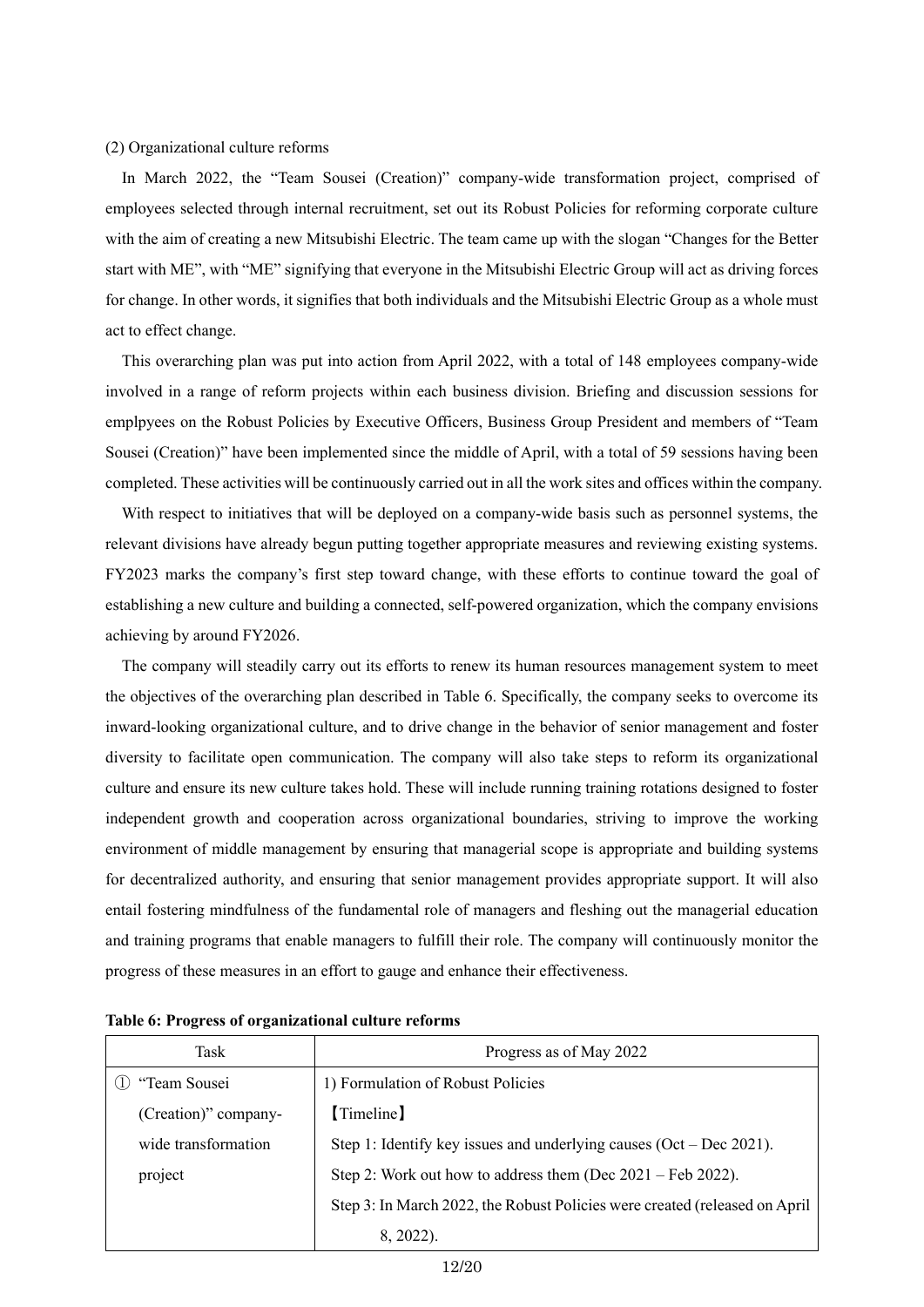(2) Organizational culture reforms

In March 2022, the “Team Sousei (Creation)” company-wide transformation project, comprised of employees selected through internal recruitment, set out its Robust Policies for reforming corporate culture with the aim of creating a new Mitsubishi Electric. The team came up with the slogan “Changes for the Better start with ME”, with “ME” signifying that everyone in the Mitsubishi Electric Group will act as driving forces for change. In other words, it signifies that both individuals and the Mitsubishi Electric Group as a whole must act to effect change.

This overarching plan was put into action from April 2022, with a total of 148 employees company-wide involved in a range of reform projects within each business division. Briefing and discussion sessions for emplpyees on the Robust Policies by Executive Officers, Business Group President and members of “Team Sousei (Creation)” have been implemented since the middle of April, with a total of 59 sessions having been completed. These activities will be continuously carried out in all the work sites and offices within the company.

With respect to initiatives that will be deployed on a company-wide basis such as personnel systems, the relevant divisions have already begun putting together appropriate measures and reviewing existing systems. FY2023 marks the company’s first step toward change, with these efforts to continue toward the goal of establishing a new culture and building a connected, self-powered organization, which the company envisions achieving by around FY2026.

The company will steadily carry out its efforts to renew its human resources management system to meet the objectives of the overarching plan described in Table 6. Specifically, the company seeks to overcome its inward-looking organizational culture, and to drive change in the behavior of senior management and foster diversity to facilitate open communication. The company will also take steps to reform its organizational culture and ensure its new culture takes hold. These will include running training rotations designed to foster independent growth and cooperation across organizational boundaries, striving to improve the working environment of middle management by ensuring that managerial scope is appropriate and building systems for decentralized authority, and ensuring that senior management provides appropriate support. It will also entail fostering mindfulness of the fundamental role of managers and fleshing out the managerial education and training programs that enable managers to fulfill their role. The company will continuously monitor the progress of these measures in an effort to gauge and enhance their effectiveness.

**Table 6: Progress of organizational culture reforms**

| Task | Progress as of May 2022 |
|---|---|
| ① “Team Sousei (Creation)” company-wide transformation project | 1) Formulation of Robust Policies<br>【Timeline】<br>Step 1: Identify key issues and underlying causes (Oct – Dec 2021).<br>Step 2: Work out how to address them (Dec 2021 – Feb 2022).<br>Step 3: In March 2022, the Robust Policies were created (released on April 8, 2022). |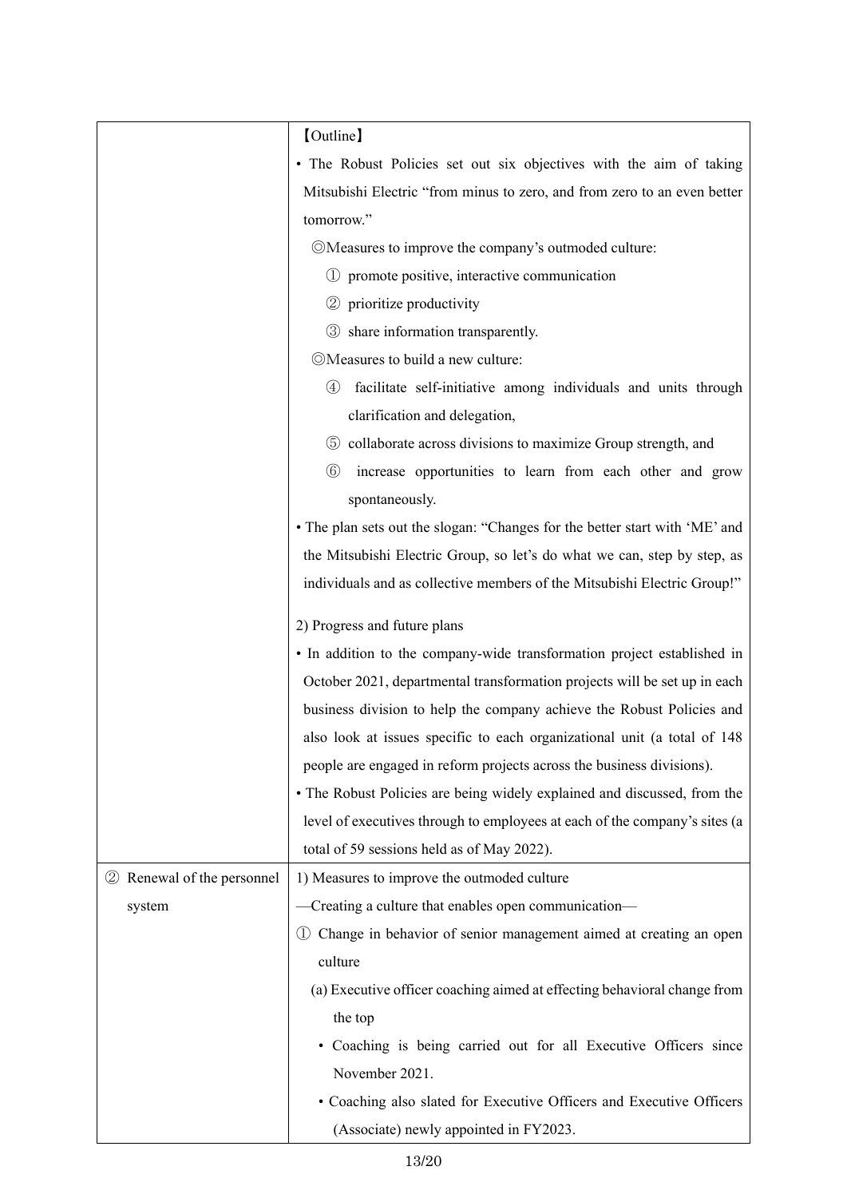| | 【Outline】<br>• The Robust Policies set out six objectives with the aim of taking Mitsubishi Electric “from minus to zero, and from zero to an even better tomorrow.”<br>◎Measures to improve the company’s outmoded culture:<br>① promote positive, interactive communication<br>② prioritize productivity<br>③ share information transparently.<br>◎Measures to build a new culture:<br>④ facilitate self-initiative among individuals and units through clarification and delegation,<br>⑤ collaborate across divisions to maximize Group strength, and<br>⑥ increase opportunities to learn from each other and grow spontaneously.<br>• The plan sets out the slogan: “Changes for the better start with ‘ME’ and the Mitsubishi Electric Group, so let’s do what we can, step by step, as individuals and as collective members of the Mitsubishi Electric Group!”<br><br>2) Progress and future plans<br>• In addition to the company-wide transformation project established in October 2021, departmental transformation projects will be set up in each business division to help the company achieve the Robust Policies and also look at issues specific to each organizational unit (a total of 148 people are engaged in reform projects across the business divisions).<br>• The Robust Policies are being widely explained and discussed, from the level of executives through to employees at each of the company’s sites (a total of 59 sessions held as of May 2022). |
|---|---|
| ② Renewal of the personnel system | 1) Measures to improve the outmoded culture<br>—Creating a culture that enables open communication—<br>① Change in behavior of senior management aimed at creating an open culture<br>(a) Executive officer coaching aimed at effecting behavioral change from the top<br>• Coaching is being carried out for all Executive Officers since November 2021.<br>• Coaching also slated for Executive Officers and Executive Officers (Associate) newly appointed in FY2023. |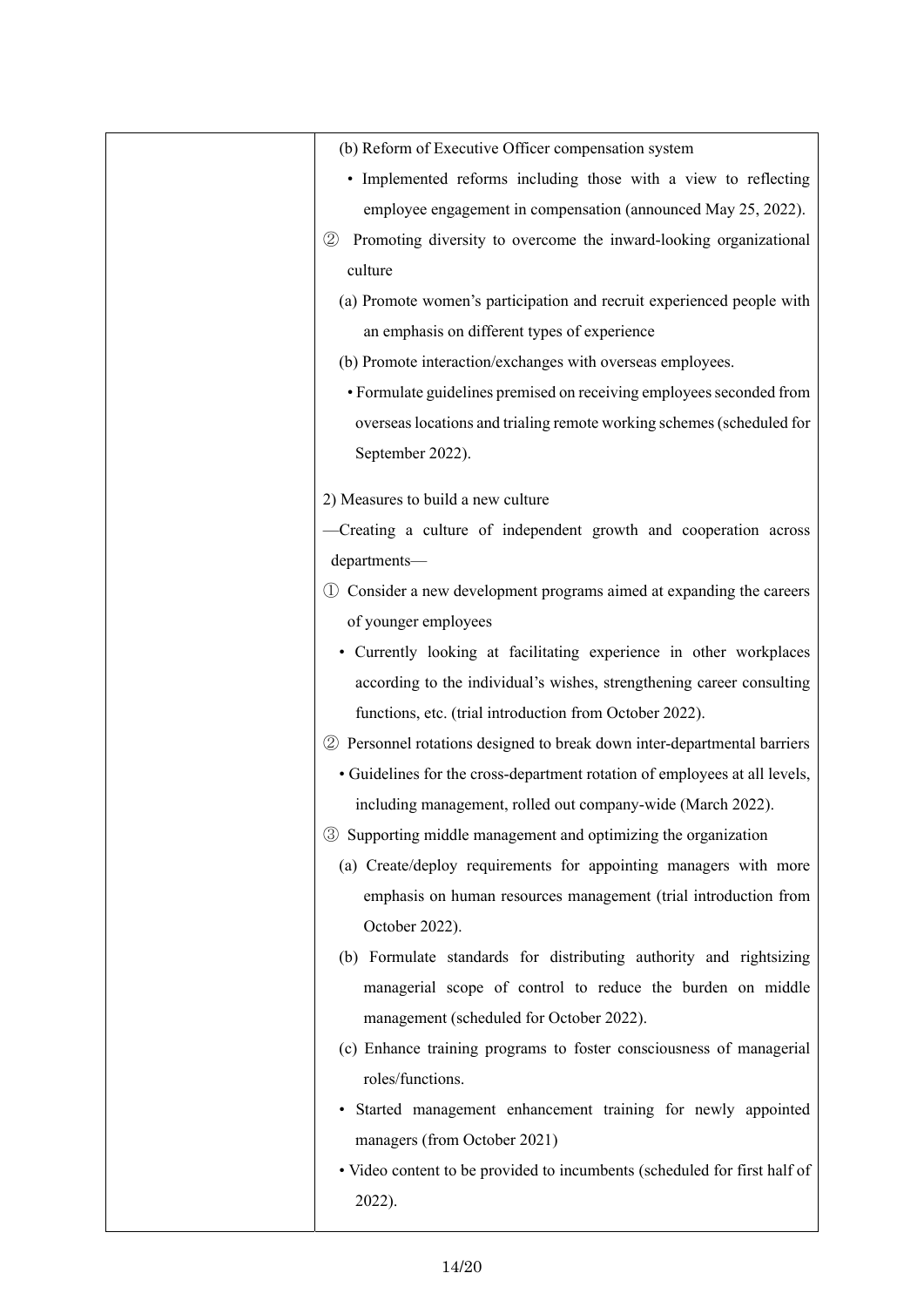| | |
|---|---|
| | (b) Reform of Executive Officer compensation system<br>• Implemented reforms including those with a view to reflecting employee engagement in compensation (announced May 25, 2022).<br>② Promoting diversity to overcome the inward-looking organizational culture<br>(a) Promote women's participation and recruit experienced people with an emphasis on different types of experience<br>(b) Promote interaction/exchanges with overseas employees.<br>• Formulate guidelines premised on receiving employees seconded from overseas locations and trialing remote working schemes (scheduled for September 2022).<br><br>2) Measures to build a new culture<br>—Creating a culture of independent growth and cooperation across departments—<br>① Consider a new development programs aimed at expanding the careers of younger employees<br>• Currently looking at facilitating experience in other workplaces according to the individual's wishes, strengthening career consulting functions, etc. (trial introduction from October 2022).<br>② Personnel rotations designed to break down inter-departmental barriers<br>• Guidelines for the cross-department rotation of employees at all levels, including management, rolled out company-wide (March 2022).<br>③ Supporting middle management and optimizing the organization<br>(a) Create/deploy requirements for appointing managers with more emphasis on human resources management (trial introduction from October 2022).<br>(b) Formulate standards for distributing authority and rightsizing managerial scope of control to reduce the burden on middle management (scheduled for October 2022).<br>(c) Enhance training programs to foster consciousness of managerial roles/functions.<br>• Started management enhancement training for newly appointed managers (from October 2021)<br>• Video content to be provided to incumbents (scheduled for first half of 2022). |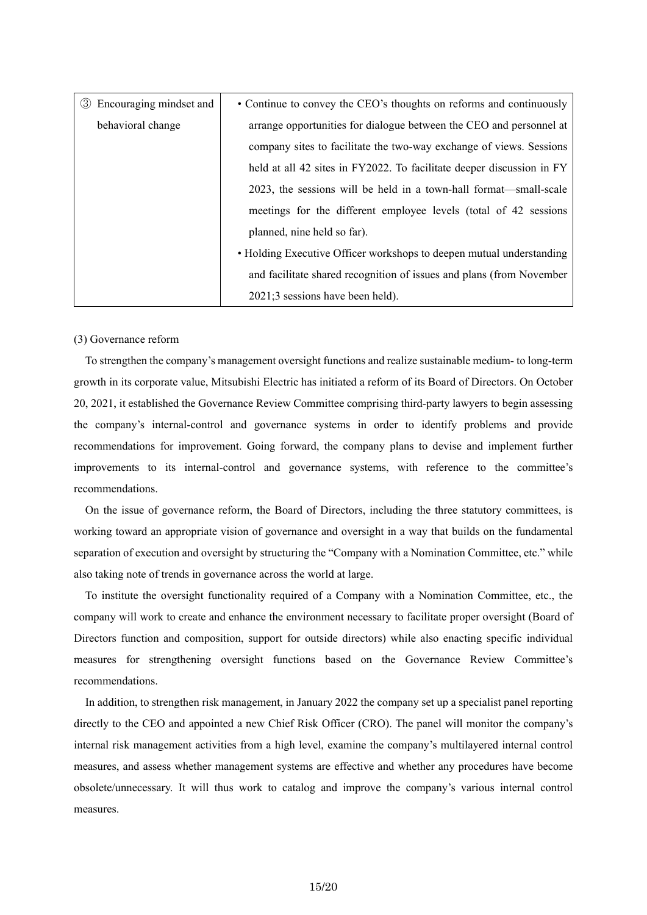| ③ Encouraging mindset and behavioral change | • Continue to convey the CEO's thoughts on reforms and continuously arrange opportunities for dialogue between the CEO and personnel at company sites to facilitate the two-way exchange of views. Sessions held at all 42 sites in FY2022. To facilitate deeper discussion in FY 2023, the sessions will be held in a town-hall format—small-scale meetings for the different employee levels (total of 42 sessions planned, nine held so far).<br>• Holding Executive Officer workshops to deepen mutual understanding and facilitate shared recognition of issues and plans (from November 2021;3 sessions have been held). |
|---|---|

(3) Governance reform

To strengthen the company's management oversight functions and realize sustainable medium- to long-term growth in its corporate value, Mitsubishi Electric has initiated a reform of its Board of Directors. On October 20, 2021, it established the Governance Review Committee comprising third-party lawyers to begin assessing the company's internal-control and governance systems in order to identify problems and provide recommendations for improvement. Going forward, the company plans to devise and implement further improvements to its internal-control and governance systems, with reference to the committee's recommendations.

On the issue of governance reform, the Board of Directors, including the three statutory committees, is working toward an appropriate vision of governance and oversight in a way that builds on the fundamental separation of execution and oversight by structuring the "Company with a Nomination Committee, etc." while also taking note of trends in governance across the world at large.

To institute the oversight functionality required of a Company with a Nomination Committee, etc., the company will work to create and enhance the environment necessary to facilitate proper oversight (Board of Directors function and composition, support for outside directors) while also enacting specific individual measures for strengthening oversight functions based on the Governance Review Committee's recommendations.

In addition, to strengthen risk management, in January 2022 the company set up a specialist panel reporting directly to the CEO and appointed a new Chief Risk Officer (CRO). The panel will monitor the company's internal risk management activities from a high level, examine the company's multilayered internal control measures, and assess whether management systems are effective and whether any procedures have become obsolete/unnecessary. It will thus work to catalog and improve the company's various internal control measures.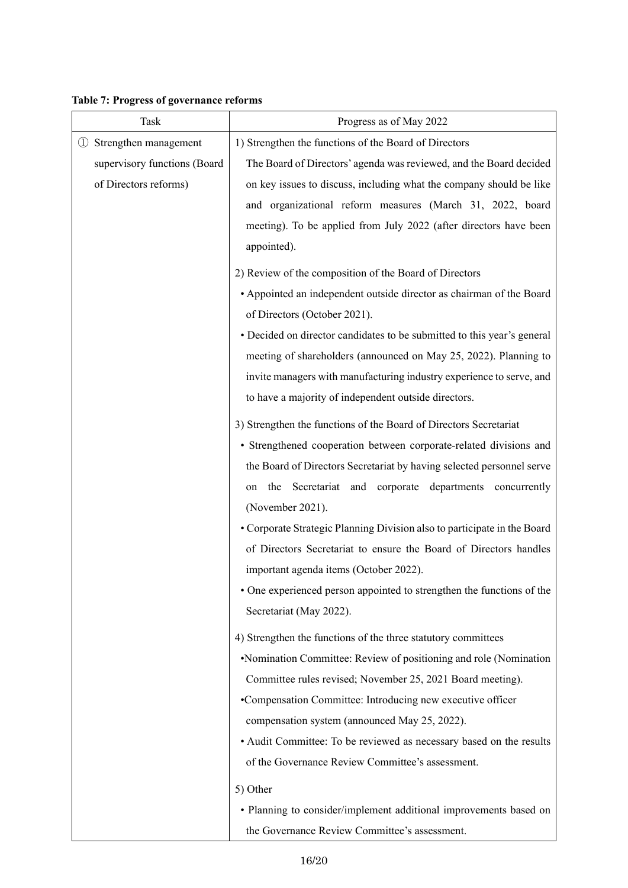**Table 7: Progress of governance reforms**

| Task | Progress as of May 2022 |
|---|---|
| ① Strengthen management supervisory functions (Board of Directors reforms) | 1) Strengthen the functions of the Board of Directors<br>The Board of Directors' agenda was reviewed, and the Board decided on key issues to discuss, including what the company should be like and organizational reform measures (March 31, 2022, board meeting). To be applied from July 2022 (after directors have been appointed).<br><br>2) Review of the composition of the Board of Directors<br>• Appointed an independent outside director as chairman of the Board of Directors (October 2021).<br>• Decided on director candidates to be submitted to this year's general meeting of shareholders (announced on May 25, 2022). Planning to invite managers with manufacturing industry experience to serve, and to have a majority of independent outside directors.<br><br>3) Strengthen the functions of the Board of Directors Secretariat<br>• Strengthened cooperation between corporate-related divisions and the Board of Directors Secretariat by having selected personnel serve on the Secretariat and corporate departments concurrently (November 2021).<br>• Corporate Strategic Planning Division also to participate in the Board of Directors Secretariat to ensure the Board of Directors handles important agenda items (October 2022).<br>• One experienced person appointed to strengthen the functions of the Secretariat (May 2022).<br><br>4) Strengthen the functions of the three statutory committees<br>•Nomination Committee: Review of positioning and role (Nomination Committee rules revised; November 25, 2021 Board meeting).<br>•Compensation Committee: Introducing new executive officer compensation system (announced May 25, 2022).<br>• Audit Committee: To be reviewed as necessary based on the results of the Governance Review Committee's assessment.<br><br>5) Other<br>• Planning to consider/implement additional improvements based on the Governance Review Committee's assessment. |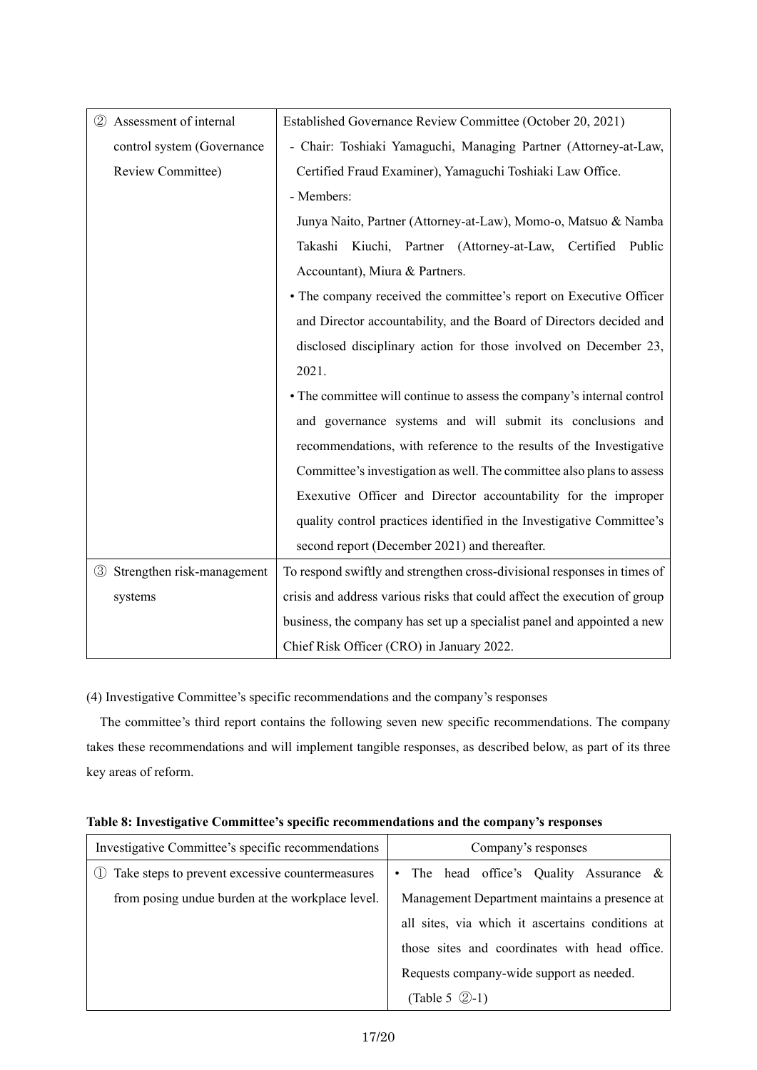| | |
|---|---|
| ② Assessment of internal control system (Governance Review Committee) | Established Governance Review Committee (October 20, 2021)<br>- Chair: Toshiaki Yamaguchi, Managing Partner (Attorney-at-Law, Certified Fraud Examiner), Yamaguchi Toshiaki Law Office.<br>- Members:<br>Junya Naito, Partner (Attorney-at-Law), Momo-o, Matsuo & Namba<br>Takashi Kiuchi, Partner (Attorney-at-Law, Certified Public Accountant), Miura & Partners.<br>• The company received the committee's report on Executive Officer and Director accountability, and the Board of Directors decided and disclosed disciplinary action for those involved on December 23, 2021.<br>• The committee will continue to assess the company's internal control and governance systems and will submit its conclusions and recommendations, with reference to the results of the Investigative Committee's investigation as well. The committee also plans to assess Exexutive Officer and Director accountability for the improper quality control practices identified in the Investigative Committee's second report (December 2021) and thereafter. |
| ③ Strengthen risk-management systems | To respond swiftly and strengthen cross-divisional responses in times of crisis and address various risks that could affect the execution of group business, the company has set up a specialist panel and appointed a new Chief Risk Officer (CRO) in January 2022. |

(4) Investigative Committee's specific recommendations and the company's responses

The committee's third report contains the following seven new specific recommendations. The company takes these recommendations and will implement tangible responses, as described below, as part of its three key areas of reform.

**Table 8: Investigative Committee's specific recommendations and the company's responses**

| Investigative Committee's specific recommendations | Company's responses |
|---|---|
| ① Take steps to prevent excessive countermeasures from posing undue burden at the workplace level. | • The head office's Quality Assurance & Management Department maintains a presence at all sites, via which it ascertains conditions at those sites and coordinates with head office. Requests company-wide support as needed.<br>(Table 5 ②-1) |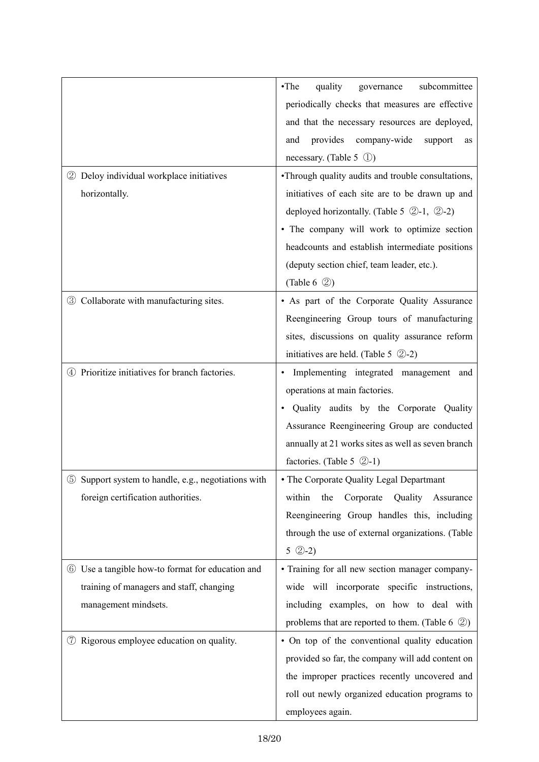| | |
|---|---|
| | •The quality governance subcommittee periodically checks that measures are effective and that the necessary resources are deployed, and provides company-wide support as necessary. (Table 5 ①) |
| ② Deloy individual workplace initiatives horizontally. | •Through quality audits and trouble consultations, initiatives of each site are to be drawn up and deployed horizontally. (Table 5 ②-1, ②-2)<br>• The company will work to optimize section headcounts and establish intermediate positions (deputy section chief, team leader, etc.). (Table 6 ②) |
| ③ Collaborate with manufacturing sites. | • As part of the Corporate Quality Assurance Reengineering Group tours of manufacturing sites, discussions on quality assurance reform initiatives are held. (Table 5 ②-2) |
| ④ Prioritize initiatives for branch factories. | • Implementing integrated management and operations at main factories.<br>• Quality audits by the Corporate Quality Assurance Reengineering Group are conducted annually at 21 works sites as well as seven branch factories. (Table 5 ②-1) |
| ⑤ Support system to handle, e.g., negotiations with foreign certification authorities. | • The Corporate Quality Legal Departmant within the Corporate Quality Assurance Reengineering Group handles this, including through the use of external organizations. (Table 5 ②-2) |
| ⑥ Use a tangible how-to format for education and training of managers and staff, changing management mindsets. | • Training for all new section manager company-wide will incorporate specific instructions, including examples, on how to deal with problems that are reported to them. (Table 6 ②) |
| ⑦ Rigorous employee education on quality. | • On top of the conventional quality education provided so far, the company will add content on the improper practices recently uncovered and roll out newly organized education programs to employees again. |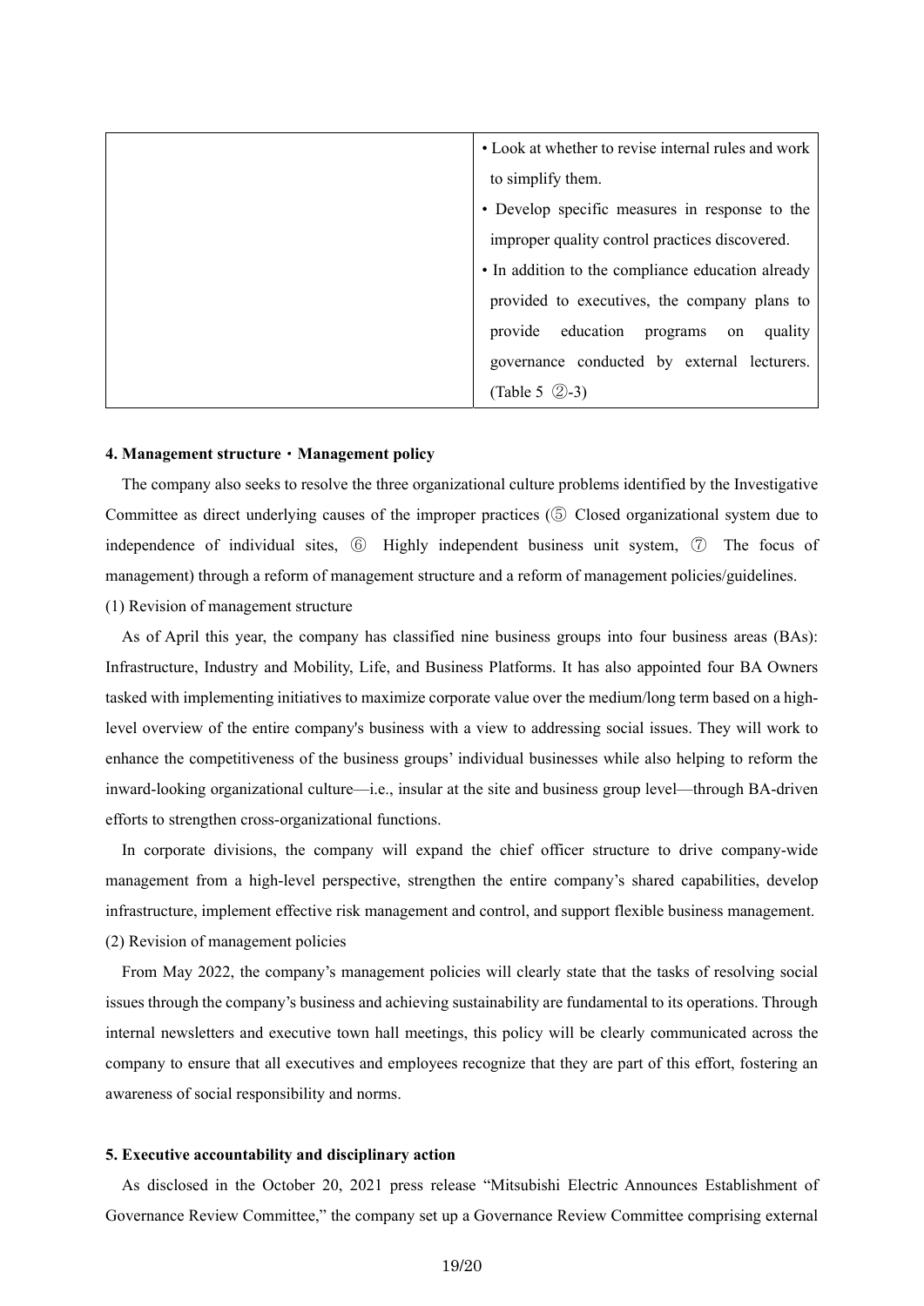| | |
|---|---|
| | • Look at whether to revise internal rules and work to simplify them.<br>• Develop specific measures in response to the improper quality control practices discovered.<br>• In addition to the compliance education already provided to executives, the company plans to provide education programs on quality governance conducted by external lecturers. (Table 5 ②-3) |

**4. Management structure・Management policy**

The company also seeks to resolve the three organizational culture problems identified by the Investigative Committee as direct underlying causes of the improper practices (⑤ Closed organizational system due to independence of individual sites, ⑥ Highly independent business unit system, ⑦ The focus of management) through a reform of management structure and a reform of management policies/guidelines.

(1) Revision of management structure

As of April this year, the company has classified nine business groups into four business areas (BAs): Infrastructure, Industry and Mobility, Life, and Business Platforms. It has also appointed four BA Owners tasked with implementing initiatives to maximize corporate value over the medium/long term based on a high-level overview of the entire company's business with a view to addressing social issues. They will work to enhance the competitiveness of the business groups' individual businesses while also helping to reform the inward-looking organizational culture—i.e., insular at the site and business group level—through BA-driven efforts to strengthen cross-organizational functions.

In corporate divisions, the company will expand the chief officer structure to drive company-wide management from a high-level perspective, strengthen the entire company's shared capabilities, develop infrastructure, implement effective risk management and control, and support flexible business management.

(2) Revision of management policies

From May 2022, the company's management policies will clearly state that the tasks of resolving social issues through the company's business and achieving sustainability are fundamental to its operations. Through internal newsletters and executive town hall meetings, this policy will be clearly communicated across the company to ensure that all executives and employees recognize that they are part of this effort, fostering an awareness of social responsibility and norms.

**5. Executive accountability and disciplinary action**

As disclosed in the October 20, 2021 press release "Mitsubishi Electric Announces Establishment of Governance Review Committee," the company set up a Governance Review Committee comprising external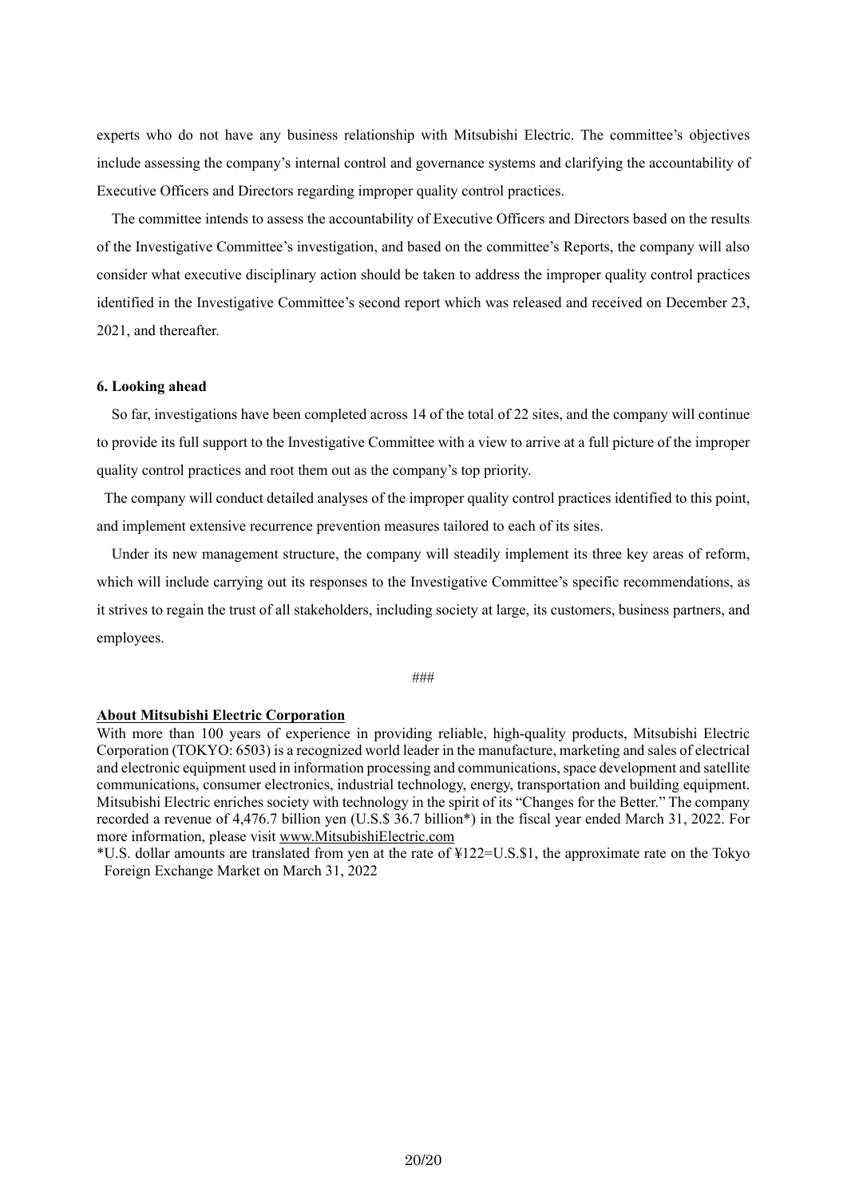experts who do not have any business relationship with Mitsubishi Electric. The committee's objectives include assessing the company's internal control and governance systems and clarifying the accountability of Executive Officers and Directors regarding improper quality control practices.

The committee intends to assess the accountability of Executive Officers and Directors based on the results of the Investigative Committee's investigation, and based on the committee's Reports, the company will also consider what executive disciplinary action should be taken to address the improper quality control practices identified in the Investigative Committee's second report which was released and received on December 23, 2021, and thereafter.

**6. Looking ahead**

So far, investigations have been completed across 14 of the total of 22 sites, and the company will continue to provide its full support to the Investigative Committee with a view to arrive at a full picture of the improper quality control practices and root them out as the company's top priority.

The company will conduct detailed analyses of the improper quality control practices identified to this point, and implement extensive recurrence prevention measures tailored to each of its sites.

Under its new management structure, the company will steadily implement its three key areas of reform, which will include carrying out its responses to the Investigative Committee's specific recommendations, as it strives to regain the trust of all stakeholders, including society at large, its customers, business partners, and employees.

###

**About Mitsubishi Electric Corporation**

With more than 100 years of experience in providing reliable, high-quality products, Mitsubishi Electric Corporation (TOKYO: 6503) is a recognized world leader in the manufacture, marketing and sales of electrical and electronic equipment used in information processing and communications, space development and satellite communications, consumer electronics, industrial technology, energy, transportation and building equipment. Mitsubishi Electric enriches society with technology in the spirit of its "Changes for the Better." The company recorded a revenue of 4,476.7 billion yen (U.S.$ 36.7 billion*) in the fiscal year ended March 31, 2022. For more information, please visit www.MitsubishiElectric.com

*U.S. dollar amounts are translated from yen at the rate of ¥122=U.S.$1, the approximate rate on the Tokyo Foreign Exchange Market on March 31, 2022